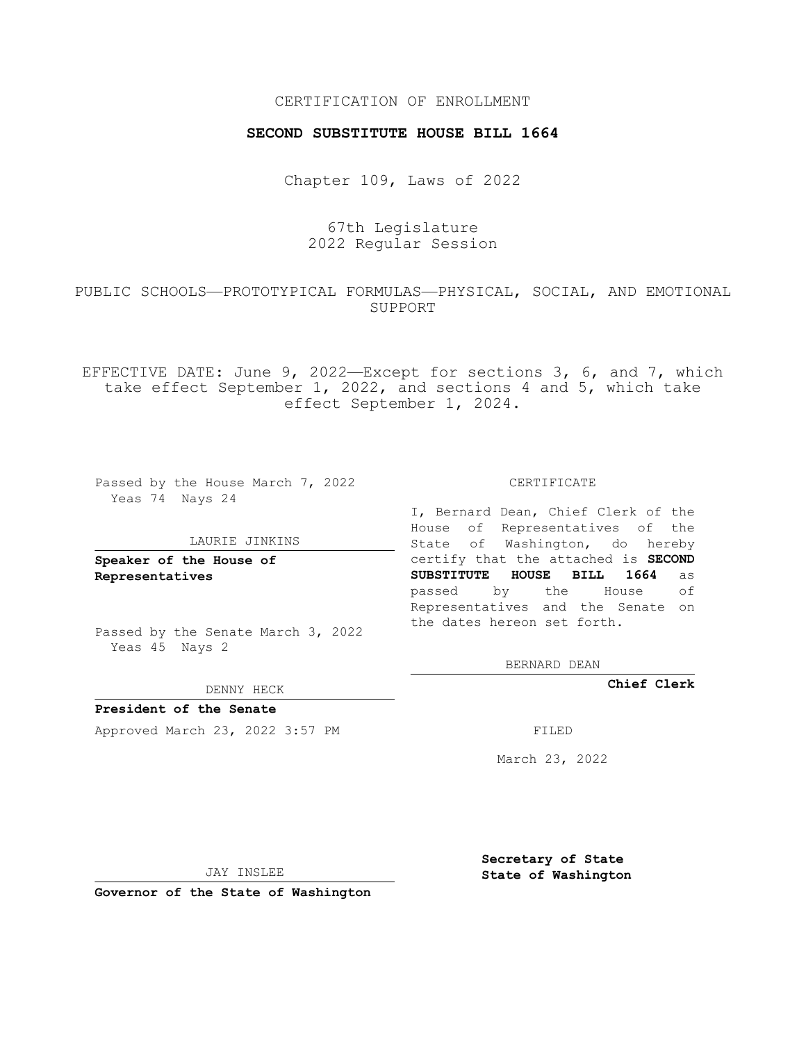CERTIFICATION OF ENROLLMENT

**SECOND SUBSTITUTE HOUSE BILL 1664**

Chapter 109, Laws of 2022

67th Legislature
2022 Regular Session

PUBLIC SCHOOLS—PROTOTYPICAL FORMULAS—PHYSICAL, SOCIAL, AND EMOTIONAL SUPPORT

EFFECTIVE DATE: June 9, 2022—Except for sections 3, 6, and 7, which take effect September 1, 2022, and sections 4 and 5, which take effect September 1, 2024.

Passed by the House March 7, 2022
Yeas 74 Nays 24

LAURIE JINKINS

**Speaker of the House of Representatives**

Passed by the Senate March 3, 2022
Yeas 45 Nays 2

DENNY HECK

**President of the Senate**

Approved March 23, 2022 3:57 PM

JAY INSLEE

**Governor of the State of Washington**

CERTIFICATE

I, Bernard Dean, Chief Clerk of the House of Representatives of the State of Washington, do hereby certify that the attached is **SECOND SUBSTITUTE HOUSE BILL 1664** as passed by the House of Representatives and the Senate on the dates hereon set forth.

BERNARD DEAN

**Chief Clerk**

FILED

March 23, 2022

**Secretary of State**
**State of Washington**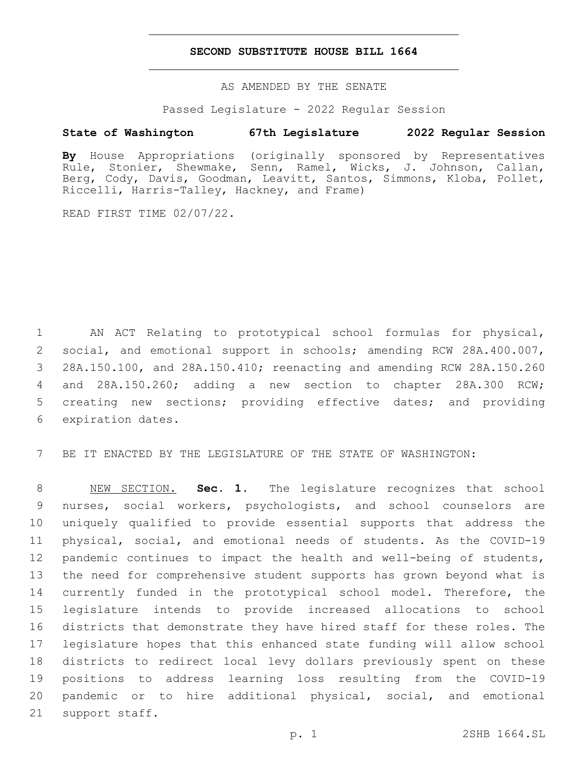# SECOND SUBSTITUTE HOUSE BILL 1664

AS AMENDED BY THE SENATE

Passed Legislature - 2022 Regular Session

**State of Washington 67th Legislature 2022 Regular Session**

**By** House Appropriations (originally sponsored by Representatives Rule, Stonier, Shewmake, Senn, Ramel, Wicks, J. Johnson, Callan, Berg, Cody, Davis, Goodman, Leavitt, Santos, Simmons, Kloba, Pollet, Riccelli, Harris-Talley, Hackney, and Frame)

READ FIRST TIME 02/07/22.

AN ACT Relating to prototypical school formulas for physical, social, and emotional support in schools; amending RCW 28A.400.007, 28A.150.100, and 28A.150.410; reenacting and amending RCW 28A.150.260 and 28A.150.260; adding a new section to chapter 28A.300 RCW; creating new sections; providing effective dates; and providing expiration dates.

BE IT ENACTED BY THE LEGISLATURE OF THE STATE OF WASHINGTON:

NEW SECTION. **Sec. 1.** The legislature recognizes that school nurses, social workers, psychologists, and school counselors are uniquely qualified to provide essential supports that address the physical, social, and emotional needs of students. As the COVID-19 pandemic continues to impact the health and well-being of students, the need for comprehensive student supports has grown beyond what is currently funded in the prototypical school model. Therefore, the legislature intends to provide increased allocations to school districts that demonstrate they have hired staff for these roles. The legislature hopes that this enhanced state funding will allow school districts to redirect local levy dollars previously spent on these positions to address learning loss resulting from the COVID-19 pandemic or to hire additional physical, social, and emotional support staff.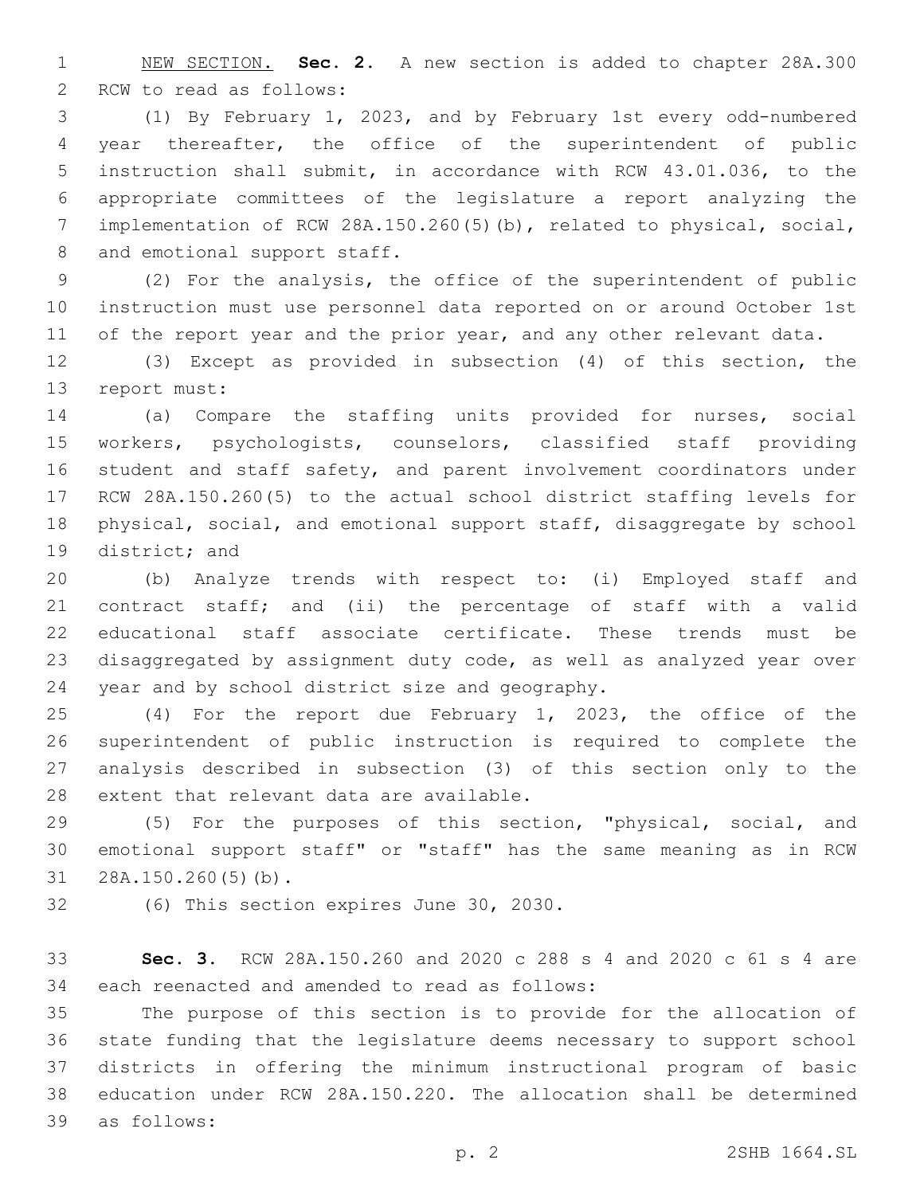NEW SECTION. **Sec. 2.** A new section is added to chapter 28A.300 RCW to read as follows:

(1) By February 1, 2023, and by February 1st every odd-numbered year thereafter, the office of the superintendent of public instruction shall submit, in accordance with RCW 43.01.036, to the appropriate committees of the legislature a report analyzing the implementation of RCW 28A.150.260(5)(b), related to physical, social, and emotional support staff.

(2) For the analysis, the office of the superintendent of public instruction must use personnel data reported on or around October 1st of the report year and the prior year, and any other relevant data.

(3) Except as provided in subsection (4) of this section, the report must:

(a) Compare the staffing units provided for nurses, social workers, psychologists, counselors, classified staff providing student and staff safety, and parent involvement coordinators under RCW 28A.150.260(5) to the actual school district staffing levels for physical, social, and emotional support staff, disaggregate by school district; and

(b) Analyze trends with respect to: (i) Employed staff and contract staff; and (ii) the percentage of staff with a valid educational staff associate certificate. These trends must be disaggregated by assignment duty code, as well as analyzed year over year and by school district size and geography.

(4) For the report due February 1, 2023, the office of the superintendent of public instruction is required to complete the analysis described in subsection (3) of this section only to the extent that relevant data are available.

(5) For the purposes of this section, "physical, social, and emotional support staff" or "staff" has the same meaning as in RCW 28A.150.260(5)(b).

(6) This section expires June 30, 2030.

**Sec. 3.** RCW 28A.150.260 and 2020 c 288 s 4 and 2020 c 61 s 4 are each reenacted and amended to read as follows:

The purpose of this section is to provide for the allocation of state funding that the legislature deems necessary to support school districts in offering the minimum instructional program of basic education under RCW 28A.150.220. The allocation shall be determined as follows: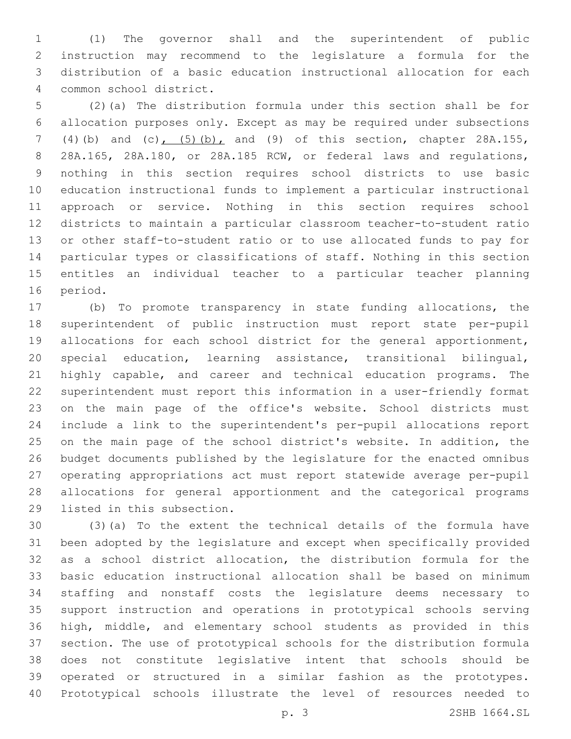(1) The governor shall and the superintendent of public instruction may recommend to the legislature a formula for the distribution of a basic education instructional allocation for each common school district.

(2)(a) The distribution formula under this section shall be for allocation purposes only. Except as may be required under subsections (4)(b) and (c), (5)(b), and (9) of this section, chapter 28A.155, 28A.165, 28A.180, or 28A.185 RCW, or federal laws and regulations, nothing in this section requires school districts to use basic education instructional funds to implement a particular instructional approach or service. Nothing in this section requires school districts to maintain a particular classroom teacher-to-student ratio or other staff-to-student ratio or to use allocated funds to pay for particular types or classifications of staff. Nothing in this section entitles an individual teacher to a particular teacher planning period.

(b) To promote transparency in state funding allocations, the superintendent of public instruction must report state per-pupil allocations for each school district for the general apportionment, special education, learning assistance, transitional bilingual, highly capable, and career and technical education programs. The superintendent must report this information in a user-friendly format on the main page of the office's website. School districts must include a link to the superintendent's per-pupil allocations report on the main page of the school district's website. In addition, the budget documents published by the legislature for the enacted omnibus operating appropriations act must report statewide average per-pupil allocations for general apportionment and the categorical programs listed in this subsection.

(3)(a) To the extent the technical details of the formula have been adopted by the legislature and except when specifically provided as a school district allocation, the distribution formula for the basic education instructional allocation shall be based on minimum staffing and nonstaff costs the legislature deems necessary to support instruction and operations in prototypical schools serving high, middle, and elementary school students as provided in this section. The use of prototypical schools for the distribution formula does not constitute legislative intent that schools should be operated or structured in a similar fashion as the prototypes. Prototypical schools illustrate the level of resources needed to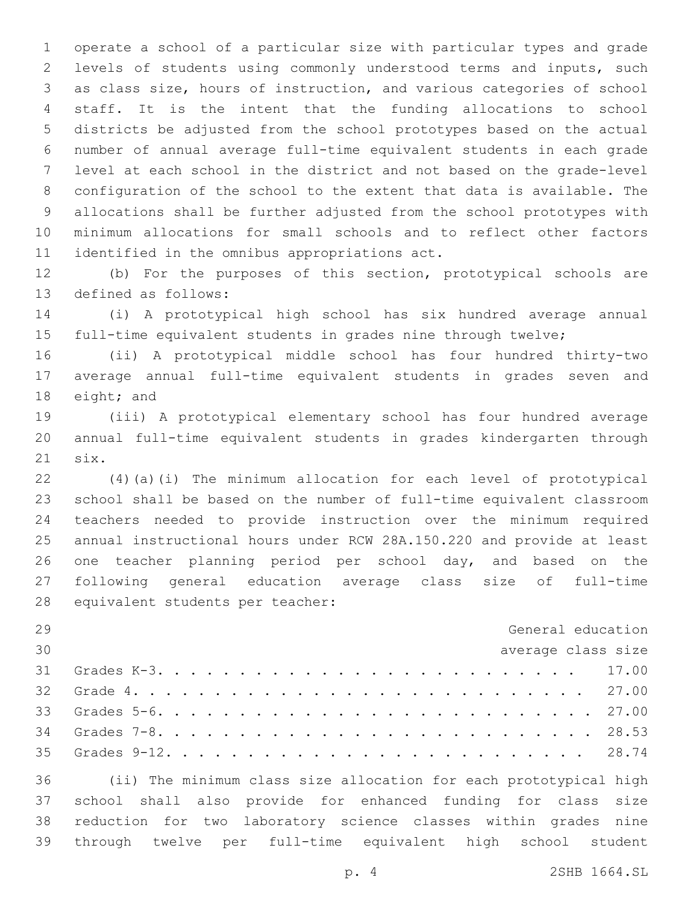operate a school of a particular size with particular types and grade levels of students using commonly understood terms and inputs, such as class size, hours of instruction, and various categories of school staff. It is the intent that the funding allocations to school districts be adjusted from the school prototypes based on the actual number of annual average full-time equivalent students in each grade level at each school in the district and not based on the grade-level configuration of the school to the extent that data is available. The allocations shall be further adjusted from the school prototypes with minimum allocations for small schools and to reflect other factors identified in the omnibus appropriations act.

(b) For the purposes of this section, prototypical schools are defined as follows:

(i) A prototypical high school has six hundred average annual full-time equivalent students in grades nine through twelve;

(ii) A prototypical middle school has four hundred thirty-two average annual full-time equivalent students in grades seven and eight; and

(iii) A prototypical elementary school has four hundred average annual full-time equivalent students in grades kindergarten through six.

(4)(a)(i) The minimum allocation for each level of prototypical school shall be based on the number of full-time equivalent classroom teachers needed to provide instruction over the minimum required annual instructional hours under RCW 28A.150.220 and provide at least one teacher planning period per school day, and based on the following general education average class size of full-time equivalent students per teacher:

| | General education average class size |
|---|---|
| Grades K-3 | 17.00 |
| Grade 4 | 27.00 |
| Grades 5-6 | 27.00 |
| Grades 7-8 | 28.53 |
| Grades 9-12 | 28.74 |

(ii) The minimum class size allocation for each prototypical high school shall also provide for enhanced funding for class size reduction for two laboratory science classes within grades nine through twelve per full-time equivalent high school student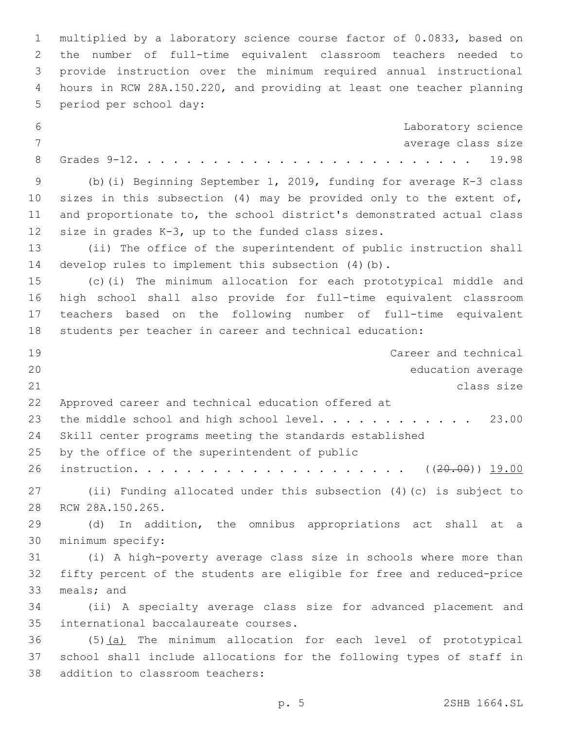multiplied by a laboratory science course factor of 0.0833, based on the number of full-time equivalent classroom teachers needed to provide instruction over the minimum required annual instructional hours in RCW 28A.150.220, and providing at least one teacher planning period per school day:

| | Laboratory science average class size |
|---|---|
| Grades 9-12 | 19.98 |

(b)(i) Beginning September 1, 2019, funding for average K-3 class sizes in this subsection (4) may be provided only to the extent of, and proportionate to, the school district's demonstrated actual class size in grades K-3, up to the funded class sizes.

(ii) The office of the superintendent of public instruction shall develop rules to implement this subsection (4)(b).

(c)(i) The minimum allocation for each prototypical middle and high school shall also provide for full-time equivalent classroom teachers based on the following number of full-time equivalent students per teacher in career and technical education:

| | Career and technical education average class size |
|---|---|
| Approved career and technical education offered at the middle school and high school level | 23.00 |
| Skill center programs meeting the standards established by the office of the superintendent of public instruction | ((~~20.00~~)) <u>19.00</u> |

(ii) Funding allocated under this subsection (4)(c) is subject to RCW 28A.150.265.

(d) In addition, the omnibus appropriations act shall at a minimum specify:

(i) A high-poverty average class size in schools where more than fifty percent of the students are eligible for free and reduced-price meals; and

(ii) A specialty average class size for advanced placement and international baccalaureate courses.

(5)<u>(a)</u> The minimum allocation for each level of prototypical school shall include allocations for the following types of staff in addition to classroom teachers: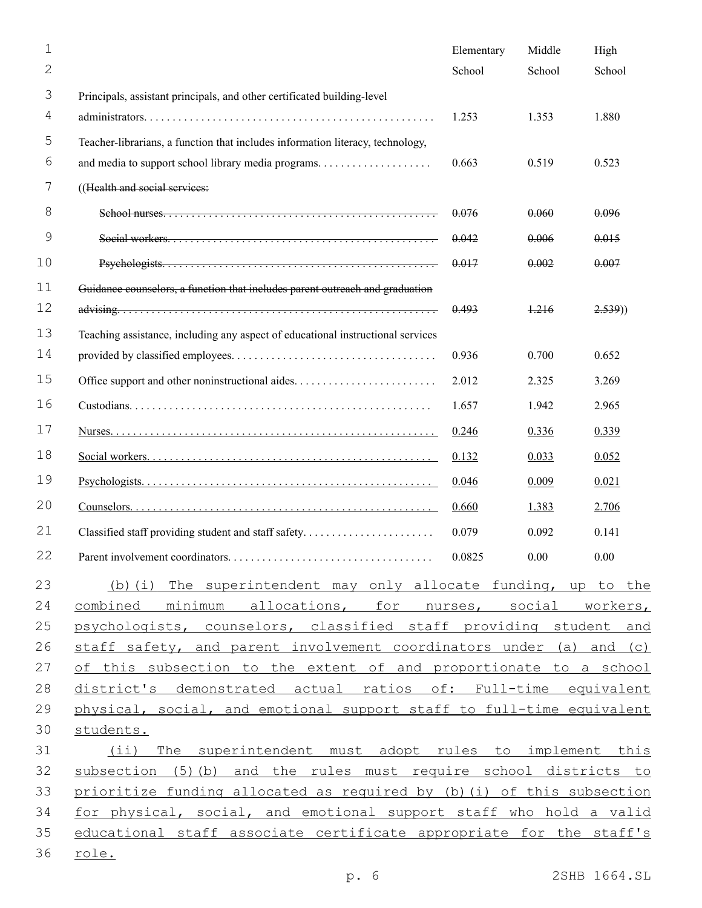| | Elementary School | Middle School | High School |
|---|---|---|---|
| Principals, assistant principals, and other certificated building-level administrators | 1.253 | 1.353 | 1.880 |
| Teacher-librarians, a function that includes information literacy, technology, and media to support school library media programs | 0.663 | 0.519 | 0.523 |
| ((~~Health and social services:~~ | | | |
| ~~School nurses~~ | ~~0.076~~ | ~~0.060~~ | ~~0.096~~ |
| ~~Social workers~~ | ~~0.042~~ | ~~0.006~~ | ~~0.015~~ |
| ~~Psychologists~~ | ~~0.017~~ | ~~0.002~~ | ~~0.007~~ |
| ~~Guidance counselors, a function that includes parent outreach and graduation advising~~ | ~~0.493~~ | ~~1.216~~ | ~~2.539~~)) |
| Teaching assistance, including any aspect of educational instructional services provided by classified employees | 0.936 | 0.700 | 0.652 |
| Office support and other noninstructional aides | 2.012 | 2.325 | 3.269 |
| Custodians | 1.657 | 1.942 | 2.965 |
| <u>Nurses</u> | <u>0.246</u> | <u>0.336</u> | <u>0.339</u> |
| <u>Social workers</u> | <u>0.132</u> | <u>0.033</u> | <u>0.052</u> |
| <u>Psychologists</u> | <u>0.046</u> | <u>0.009</u> | <u>0.021</u> |
| <u>Counselors</u> | <u>0.660</u> | <u>1.383</u> | <u>2.706</u> |
| Classified staff providing student and staff safety | 0.079 | 0.092 | 0.141 |
| Parent involvement coordinators | 0.0825 | 0.00 | 0.00 |

<u>(b)(i) The superintendent may only allocate funding, up to the combined minimum allocations, for nurses, social workers, psychologists, counselors, classified staff providing student and staff safety, and parent involvement coordinators under (a) and (c) of this subsection to the extent of and proportionate to a school district's demonstrated actual ratios of: Full-time equivalent physical, social, and emotional support staff to full-time equivalent students.</u>

<u>(ii) The superintendent must adopt rules to implement this subsection (5)(b) and the rules must require school districts to prioritize funding allocated as required by (b)(i) of this subsection for physical, social, and emotional support staff who hold a valid educational staff associate certificate appropriate for the staff's role.</u>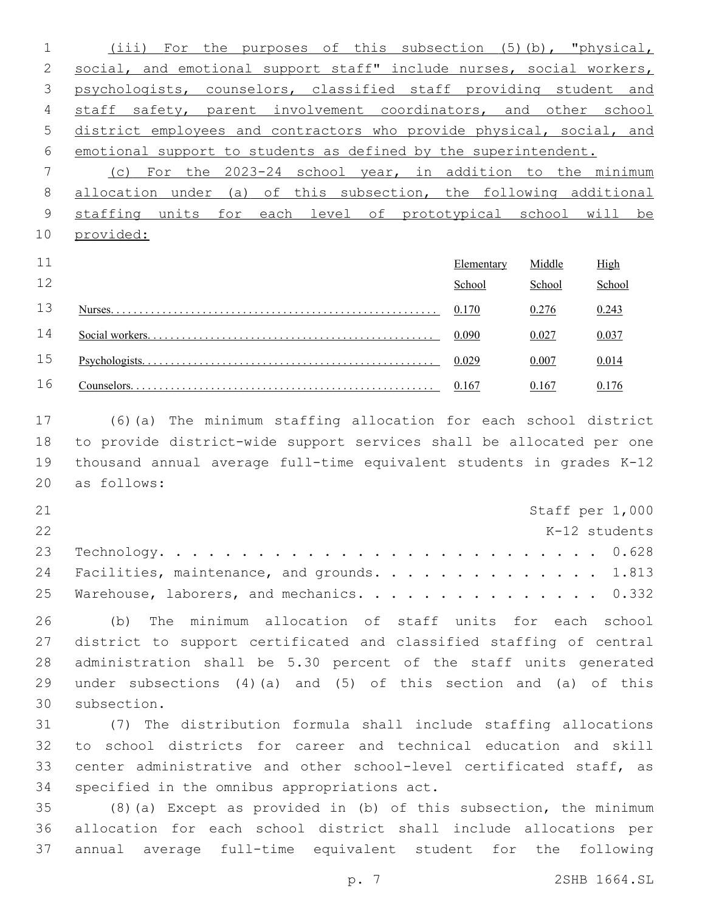(iii) For the purposes of this subsection (5)(b), "physical, social, and emotional support staff" include nurses, social workers, psychologists, counselors, classified staff providing student and staff safety, parent involvement coordinators, and other school district employees and contractors who provide physical, social, and emotional support to students as defined by the superintendent.

(c) For the 2023-24 school year, in addition to the minimum allocation under (a) of this subsection, the following additional staffing units for each level of prototypical school will be provided:

| | Elementary School | Middle School | High School |
|---|---|---|---|
| Nurses | 0.170 | 0.276 | 0.243 |
| Social workers | 0.090 | 0.027 | 0.037 |
| Psychologists | 0.029 | 0.007 | 0.014 |
| Counselors | 0.167 | 0.167 | 0.176 |

(6)(a) The minimum staffing allocation for each school district to provide district-wide support services shall be allocated per one thousand annual average full-time equivalent students in grades K-12 as follows:

| | Staff per 1,000 K-12 students |
|---|---|
| Technology | 0.628 |
| Facilities, maintenance, and grounds | 1.813 |
| Warehouse, laborers, and mechanics | 0.332 |

(b) The minimum allocation of staff units for each school district to support certificated and classified staffing of central administration shall be 5.30 percent of the staff units generated under subsections (4)(a) and (5) of this section and (a) of this subsection.

(7) The distribution formula shall include staffing allocations to school districts for career and technical education and skill center administrative and other school-level certificated staff, as specified in the omnibus appropriations act.

(8)(a) Except as provided in (b) of this subsection, the minimum allocation for each school district shall include allocations per annual average full-time equivalent student for the following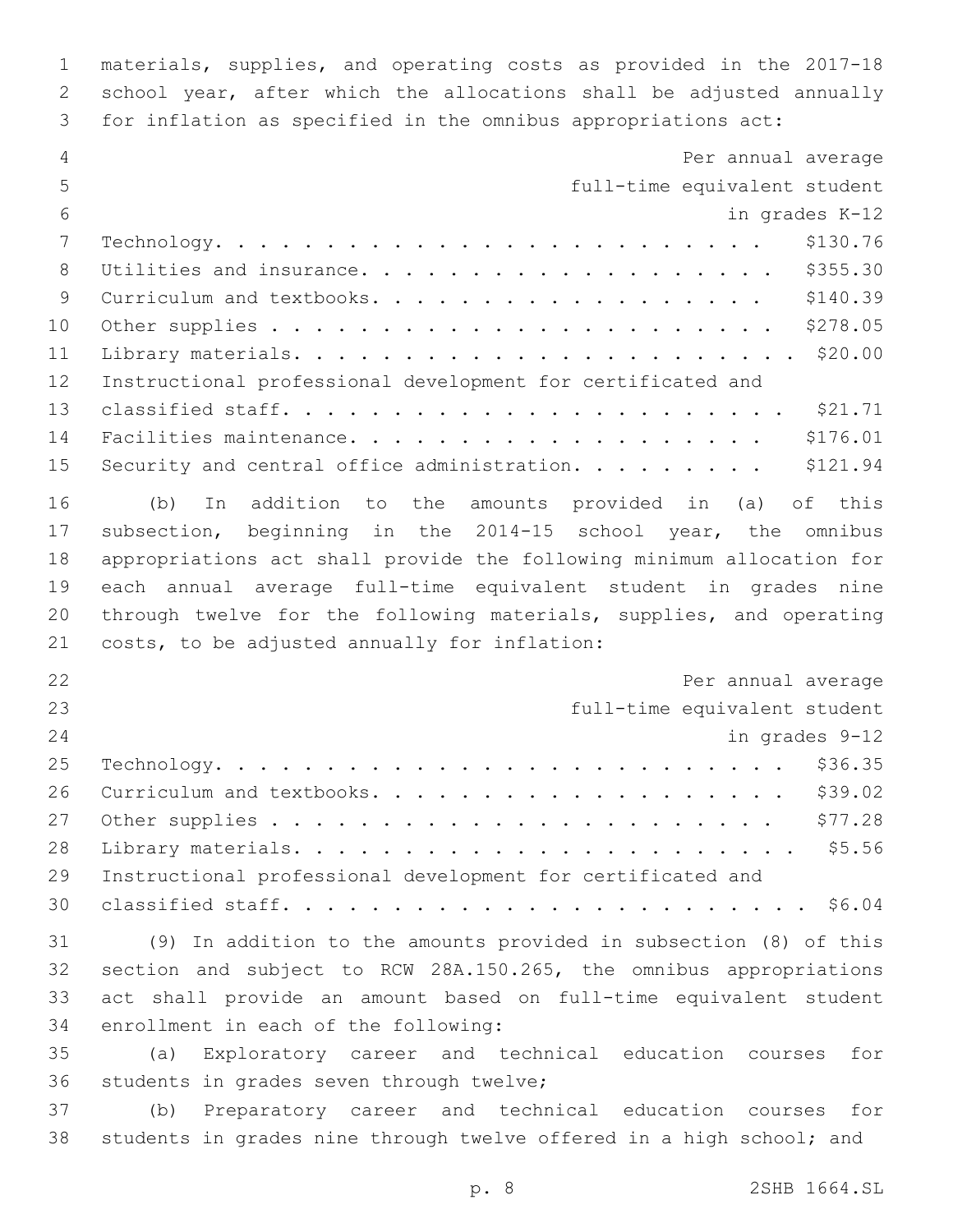materials, supplies, and operating costs as provided in the 2017-18 school year, after which the allocations shall be adjusted annually for inflation as specified in the omnibus appropriations act:

| | Per annual average full-time equivalent student in grades K-12 |
|---|---|
| Technology | $130.76 |
| Utilities and insurance | $355.30 |
| Curriculum and textbooks | $140.39 |
| Other supplies | $278.05 |
| Library materials | $20.00 |
| Instructional professional development for certificated and classified staff | $21.71 |
| Facilities maintenance | $176.01 |
| Security and central office administration | $121.94 |

(b) In addition to the amounts provided in (a) of this subsection, beginning in the 2014-15 school year, the omnibus appropriations act shall provide the following minimum allocation for each annual average full-time equivalent student in grades nine through twelve for the following materials, supplies, and operating costs, to be adjusted annually for inflation:

| | Per annual average full-time equivalent student in grades 9-12 |
|---|---|
| Technology | $36.35 |
| Curriculum and textbooks | $39.02 |
| Other supplies | $77.28 |
| Library materials | $5.56 |
| Instructional professional development for certificated and classified staff | $6.04 |

(9) In addition to the amounts provided in subsection (8) of this section and subject to RCW 28A.150.265, the omnibus appropriations act shall provide an amount based on full-time equivalent student enrollment in each of the following:

(a) Exploratory career and technical education courses for students in grades seven through twelve;

(b) Preparatory career and technical education courses for students in grades nine through twelve offered in a high school; and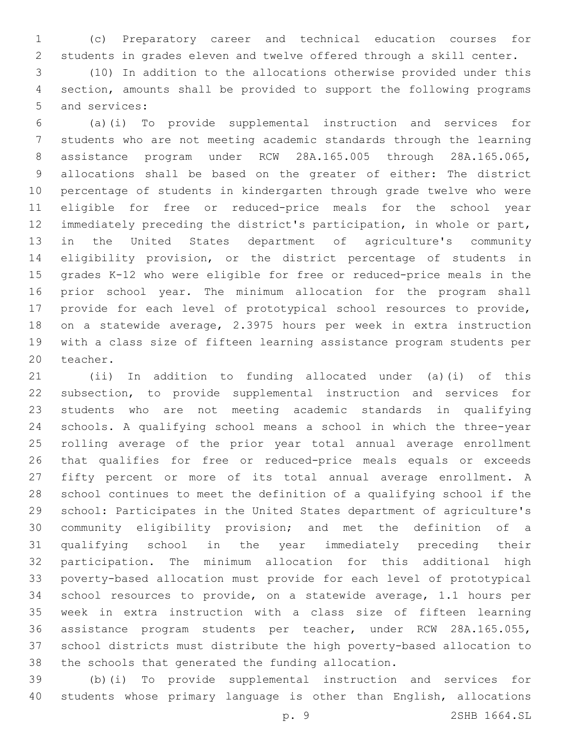(c) Preparatory career and technical education courses for students in grades eleven and twelve offered through a skill center.

(10) In addition to the allocations otherwise provided under this section, amounts shall be provided to support the following programs and services:

(a)(i) To provide supplemental instruction and services for students who are not meeting academic standards through the learning assistance program under RCW 28A.165.005 through 28A.165.065, allocations shall be based on the greater of either: The district percentage of students in kindergarten through grade twelve who were eligible for free or reduced-price meals for the school year immediately preceding the district's participation, in whole or part, in the United States department of agriculture's community eligibility provision, or the district percentage of students in grades K-12 who were eligible for free or reduced-price meals in the prior school year. The minimum allocation for the program shall provide for each level of prototypical school resources to provide, on a statewide average, 2.3975 hours per week in extra instruction with a class size of fifteen learning assistance program students per teacher.

(ii) In addition to funding allocated under (a)(i) of this subsection, to provide supplemental instruction and services for students who are not meeting academic standards in qualifying schools. A qualifying school means a school in which the three-year rolling average of the prior year total annual average enrollment that qualifies for free or reduced-price meals equals or exceeds fifty percent or more of its total annual average enrollment. A school continues to meet the definition of a qualifying school if the school: Participates in the United States department of agriculture's community eligibility provision; and met the definition of a qualifying school in the year immediately preceding their participation. The minimum allocation for this additional high poverty-based allocation must provide for each level of prototypical school resources to provide, on a statewide average, 1.1 hours per week in extra instruction with a class size of fifteen learning assistance program students per teacher, under RCW 28A.165.055, school districts must distribute the high poverty-based allocation to the schools that generated the funding allocation.

(b)(i) To provide supplemental instruction and services for students whose primary language is other than English, allocations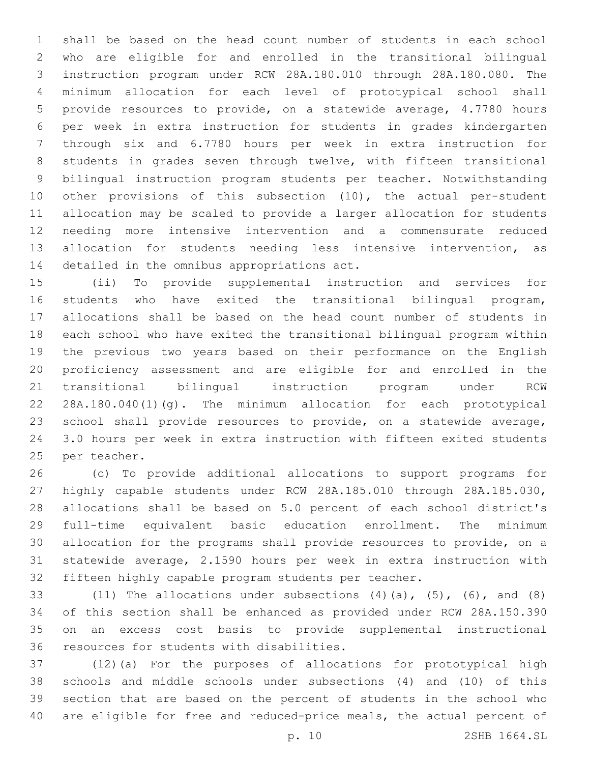shall be based on the head count number of students in each school who are eligible for and enrolled in the transitional bilingual instruction program under RCW 28A.180.010 through 28A.180.080. The minimum allocation for each level of prototypical school shall provide resources to provide, on a statewide average, 4.7780 hours per week in extra instruction for students in grades kindergarten through six and 6.7780 hours per week in extra instruction for students in grades seven through twelve, with fifteen transitional bilingual instruction program students per teacher. Notwithstanding other provisions of this subsection (10), the actual per-student allocation may be scaled to provide a larger allocation for students needing more intensive intervention and a commensurate reduced allocation for students needing less intensive intervention, as detailed in the omnibus appropriations act.

(ii) To provide supplemental instruction and services for students who have exited the transitional bilingual program, allocations shall be based on the head count number of students in each school who have exited the transitional bilingual program within the previous two years based on their performance on the English proficiency assessment and are eligible for and enrolled in the transitional bilingual instruction program under RCW 28A.180.040(1)(g). The minimum allocation for each prototypical school shall provide resources to provide, on a statewide average, 3.0 hours per week in extra instruction with fifteen exited students per teacher.

(c) To provide additional allocations to support programs for highly capable students under RCW 28A.185.010 through 28A.185.030, allocations shall be based on 5.0 percent of each school district's full-time equivalent basic education enrollment. The minimum allocation for the programs shall provide resources to provide, on a statewide average, 2.1590 hours per week in extra instruction with fifteen highly capable program students per teacher.

(11) The allocations under subsections (4)(a), (5), (6), and (8) of this section shall be enhanced as provided under RCW 28A.150.390 on an excess cost basis to provide supplemental instructional resources for students with disabilities.

(12)(a) For the purposes of allocations for prototypical high schools and middle schools under subsections (4) and (10) of this section that are based on the percent of students in the school who are eligible for free and reduced-price meals, the actual percent of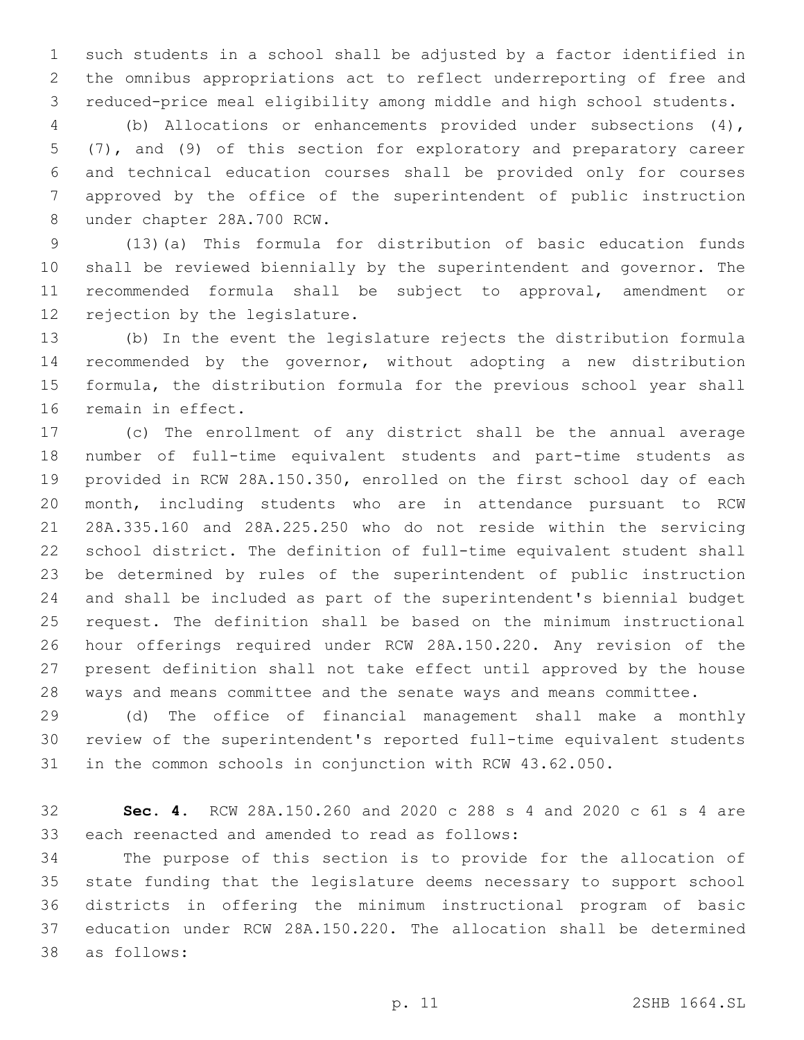such students in a school shall be adjusted by a factor identified in the omnibus appropriations act to reflect underreporting of free and reduced-price meal eligibility among middle and high school students.

(b) Allocations or enhancements provided under subsections (4), (7), and (9) of this section for exploratory and preparatory career and technical education courses shall be provided only for courses approved by the office of the superintendent of public instruction under chapter 28A.700 RCW.

(13)(a) This formula for distribution of basic education funds shall be reviewed biennially by the superintendent and governor. The recommended formula shall be subject to approval, amendment or rejection by the legislature.

(b) In the event the legislature rejects the distribution formula recommended by the governor, without adopting a new distribution formula, the distribution formula for the previous school year shall remain in effect.

(c) The enrollment of any district shall be the annual average number of full-time equivalent students and part-time students as provided in RCW 28A.150.350, enrolled on the first school day of each month, including students who are in attendance pursuant to RCW 28A.335.160 and 28A.225.250 who do not reside within the servicing school district. The definition of full-time equivalent student shall be determined by rules of the superintendent of public instruction and shall be included as part of the superintendent's biennial budget request. The definition shall be based on the minimum instructional hour offerings required under RCW 28A.150.220. Any revision of the present definition shall not take effect until approved by the house ways and means committee and the senate ways and means committee.

(d) The office of financial management shall make a monthly review of the superintendent's reported full-time equivalent students in the common schools in conjunction with RCW 43.62.050.

**Sec. 4.** RCW 28A.150.260 and 2020 c 288 s 4 and 2020 c 61 s 4 are each reenacted and amended to read as follows:

The purpose of this section is to provide for the allocation of state funding that the legislature deems necessary to support school districts in offering the minimum instructional program of basic education under RCW 28A.150.220. The allocation shall be determined as follows: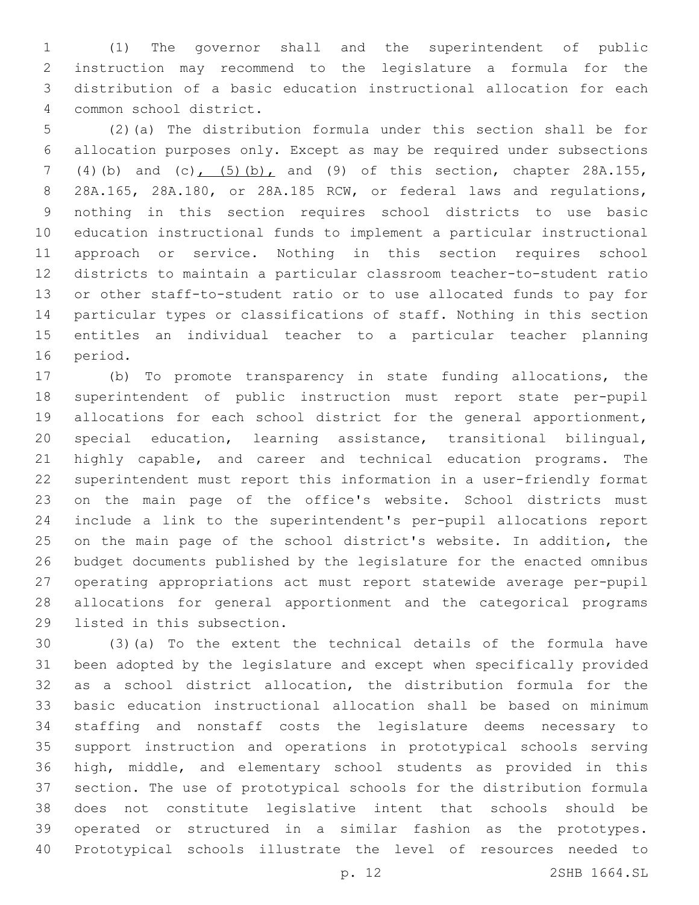(1) The governor shall and the superintendent of public instruction may recommend to the legislature a formula for the distribution of a basic education instructional allocation for each common school district.

(2)(a) The distribution formula under this section shall be for allocation purposes only. Except as may be required under subsections (4)(b) and (c), (5)(b), and (9) of this section, chapter 28A.155, 28A.165, 28A.180, or 28A.185 RCW, or federal laws and regulations, nothing in this section requires school districts to use basic education instructional funds to implement a particular instructional approach or service. Nothing in this section requires school districts to maintain a particular classroom teacher-to-student ratio or other staff-to-student ratio or to use allocated funds to pay for particular types or classifications of staff. Nothing in this section entitles an individual teacher to a particular teacher planning period.

(b) To promote transparency in state funding allocations, the superintendent of public instruction must report state per-pupil allocations for each school district for the general apportionment, special education, learning assistance, transitional bilingual, highly capable, and career and technical education programs. The superintendent must report this information in a user-friendly format on the main page of the office's website. School districts must include a link to the superintendent's per-pupil allocations report on the main page of the school district's website. In addition, the budget documents published by the legislature for the enacted omnibus operating appropriations act must report statewide average per-pupil allocations for general apportionment and the categorical programs listed in this subsection.

(3)(a) To the extent the technical details of the formula have been adopted by the legislature and except when specifically provided as a school district allocation, the distribution formula for the basic education instructional allocation shall be based on minimum staffing and nonstaff costs the legislature deems necessary to support instruction and operations in prototypical schools serving high, middle, and elementary school students as provided in this section. The use of prototypical schools for the distribution formula does not constitute legislative intent that schools should be operated or structured in a similar fashion as the prototypes. Prototypical schools illustrate the level of resources needed to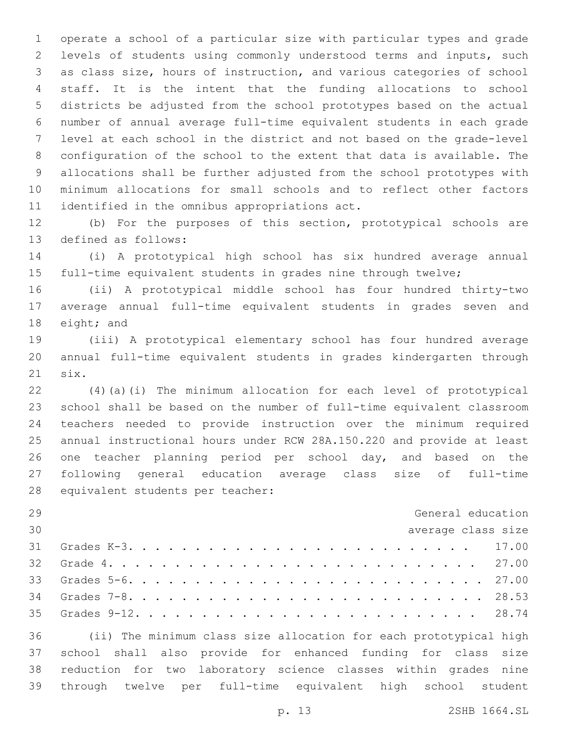operate a school of a particular size with particular types and grade levels of students using commonly understood terms and inputs, such as class size, hours of instruction, and various categories of school staff. It is the intent that the funding allocations to school districts be adjusted from the school prototypes based on the actual number of annual average full-time equivalent students in each grade level at each school in the district and not based on the grade-level configuration of the school to the extent that data is available. The allocations shall be further adjusted from the school prototypes with minimum allocations for small schools and to reflect other factors identified in the omnibus appropriations act.

(b) For the purposes of this section, prototypical schools are defined as follows:

(i) A prototypical high school has six hundred average annual full-time equivalent students in grades nine through twelve;

(ii) A prototypical middle school has four hundred thirty-two average annual full-time equivalent students in grades seven and eight; and

(iii) A prototypical elementary school has four hundred average annual full-time equivalent students in grades kindergarten through six.

(4)(a)(i) The minimum allocation for each level of prototypical school shall be based on the number of full-time equivalent classroom teachers needed to provide instruction over the minimum required annual instructional hours under RCW 28A.150.220 and provide at least one teacher planning period per school day, and based on the following general education average class size of full-time equivalent students per teacher:

| | General education average class size |
|---|---|
| Grades K-3 | 17.00 |
| Grade 4 | 27.00 |
| Grades 5-6 | 27.00 |
| Grades 7-8 | 28.53 |
| Grades 9-12 | 28.74 |

(ii) The minimum class size allocation for each prototypical high school shall also provide for enhanced funding for class size reduction for two laboratory science classes within grades nine through twelve per full-time equivalent high school student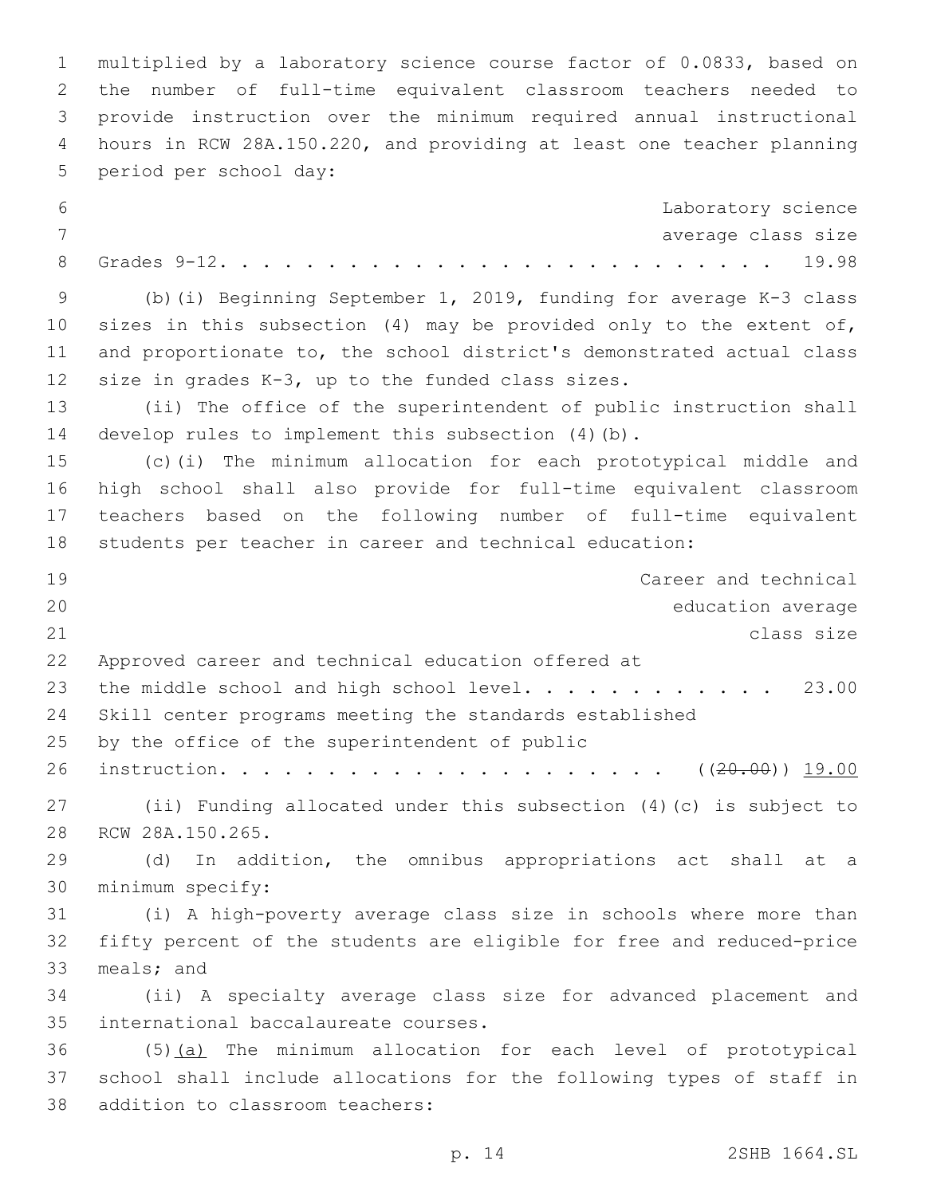multiplied by a laboratory science course factor of 0.0833, based on the number of full-time equivalent classroom teachers needed to provide instruction over the minimum required annual instructional hours in RCW 28A.150.220, and providing at least one teacher planning period per school day:

| | Laboratory science average class size |
|---|---|
| Grades 9-12. . . . . . . . . . . . . . . . . . . . . . . . . . . | 19.98 |

(b)(i) Beginning September 1, 2019, funding for average K-3 class sizes in this subsection (4) may be provided only to the extent of, and proportionate to, the school district's demonstrated actual class size in grades K-3, up to the funded class sizes.

(ii) The office of the superintendent of public instruction shall develop rules to implement this subsection (4)(b).

(c)(i) The minimum allocation for each prototypical middle and high school shall also provide for full-time equivalent classroom teachers based on the following number of full-time equivalent students per teacher in career and technical education:

| | Career and technical education average class size |
|---|---|
| Approved career and technical education offered at the middle school and high school level. . . . . . . . . . . . | 23.00 |
| Skill center programs meeting the standards established by the office of the superintendent of public instruction. . . . . . . . . . . . . . . . . . . . . . | ((~~20.00~~)) <u>19.00</u> |

(ii) Funding allocated under this subsection (4)(c) is subject to RCW 28A.150.265.

(d) In addition, the omnibus appropriations act shall at a minimum specify:

(i) A high-poverty average class size in schools where more than fifty percent of the students are eligible for free and reduced-price meals; and

(ii) A specialty average class size for advanced placement and international baccalaureate courses.

(5)<u>(a)</u> The minimum allocation for each level of prototypical school shall include allocations for the following types of staff in addition to classroom teachers: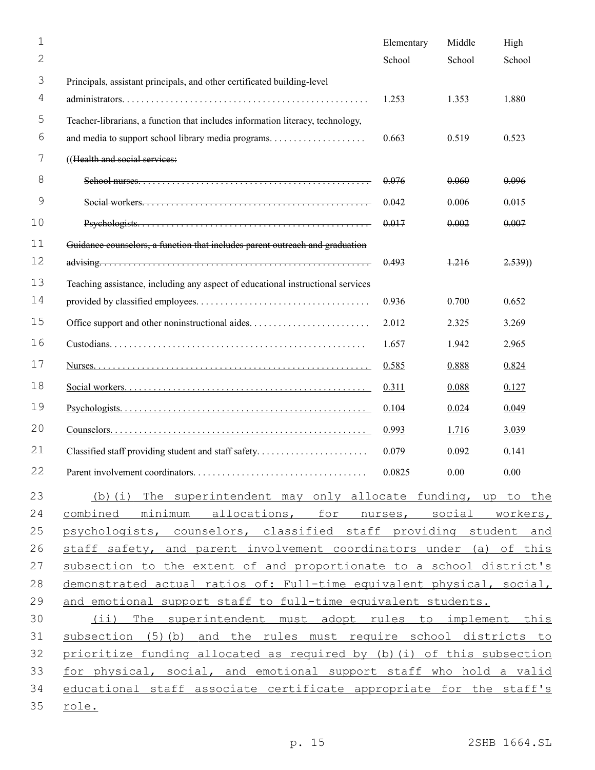| | Elementary School | Middle School | High School |
|---|---|---|---|
| Principals, assistant principals, and other certificated building-level administrators | 1.253 | 1.353 | 1.880 |
| Teacher-librarians, a function that includes information literacy, technology, and media to support school library media programs | 0.663 | 0.519 | 0.523 |
| ((~~Health and social services:~~ | | | |
| ~~School nurses~~ | ~~0.076~~ | ~~0.060~~ | ~~0.096~~ |
| ~~Social workers~~ | ~~0.042~~ | ~~0.006~~ | ~~0.015~~ |
| ~~Psychologists~~ | ~~0.017~~ | ~~0.002~~ | ~~0.007~~ |
| ~~Guidance counselors, a function that includes parent outreach and graduation advising~~ | ~~0.493~~ | ~~1.216~~ | ~~2.539~~)) |
| Teaching assistance, including any aspect of educational instructional services provided by classified employees | 0.936 | 0.700 | 0.652 |
| Office support and other noninstructional aides | 2.012 | 2.325 | 3.269 |
| Custodians | 1.657 | 1.942 | 2.965 |
| <u>Nurses</u> | <u>0.585</u> | <u>0.888</u> | <u>0.824</u> |
| <u>Social workers</u> | <u>0.311</u> | <u>0.088</u> | <u>0.127</u> |
| <u>Psychologists</u> | <u>0.104</u> | <u>0.024</u> | <u>0.049</u> |
| <u>Counselors</u> | <u>0.993</u> | <u>1.716</u> | <u>3.039</u> |
| Classified staff providing student and staff safety | 0.079 | 0.092 | 0.141 |
| Parent involvement coordinators | 0.0825 | 0.00 | 0.00 |

<u>(b)(i) The superintendent may only allocate funding, up to the combined minimum allocations, for nurses, social workers, psychologists, counselors, classified staff providing student and staff safety, and parent involvement coordinators under (a) of this subsection to the extent of and proportionate to a school district's demonstrated actual ratios of: Full-time equivalent physical, social, and emotional support staff to full-time equivalent students.</u>

<u>(ii) The superintendent must adopt rules to implement this subsection (5)(b) and the rules must require school districts to prioritize funding allocated as required by (b)(i) of this subsection for physical, social, and emotional support staff who hold a valid educational staff associate certificate appropriate for the staff's role.</u>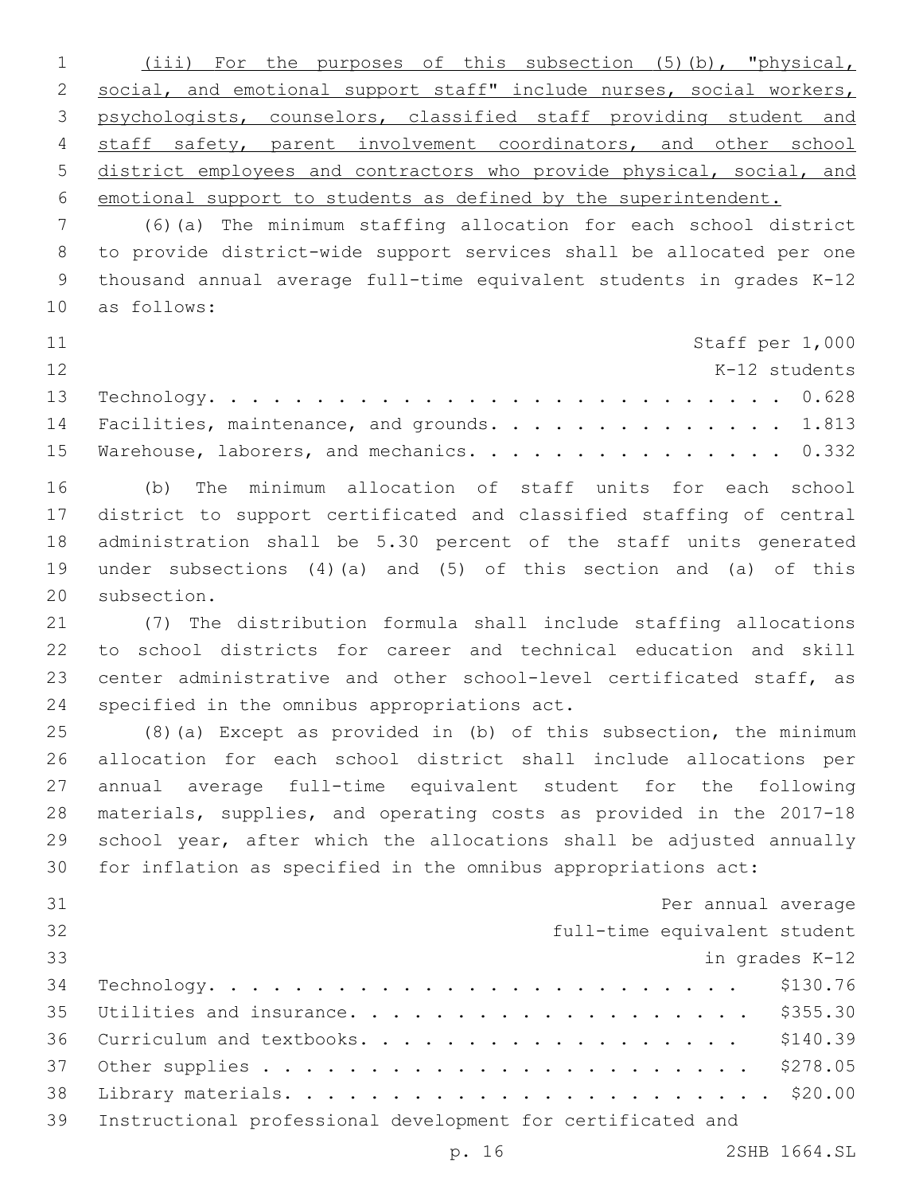(iii) For the purposes of this subsection (5)(b), "physical, social, and emotional support staff" include nurses, social workers, psychologists, counselors, classified staff providing student and staff safety, parent involvement coordinators, and other school district employees and contractors who provide physical, social, and emotional support to students as defined by the superintendent.

(6)(a) The minimum staffing allocation for each school district to provide district-wide support services shall be allocated per one thousand annual average full-time equivalent students in grades K-12 as follows:

| | Staff per 1,000 K-12 students |
|---|---|
| Technology | 0.628 |
| Facilities, maintenance, and grounds | 1.813 |
| Warehouse, laborers, and mechanics | 0.332 |

(b) The minimum allocation of staff units for each school district to support certificated and classified staffing of central administration shall be 5.30 percent of the staff units generated under subsections (4)(a) and (5) of this section and (a) of this subsection.

(7) The distribution formula shall include staffing allocations to school districts for career and technical education and skill center administrative and other school-level certificated staff, as specified in the omnibus appropriations act.

(8)(a) Except as provided in (b) of this subsection, the minimum allocation for each school district shall include allocations per annual average full-time equivalent student for the following materials, supplies, and operating costs as provided in the 2017-18 school year, after which the allocations shall be adjusted annually for inflation as specified in the omnibus appropriations act:

| | Per annual average full-time equivalent student in grades K-12 |
|---|---|
| Technology | $130.76 |
| Utilities and insurance | $355.30 |
| Curriculum and textbooks | $140.39 |
| Other supplies | $278.05 |
| Library materials | $20.00 |

Instructional professional development for certificated and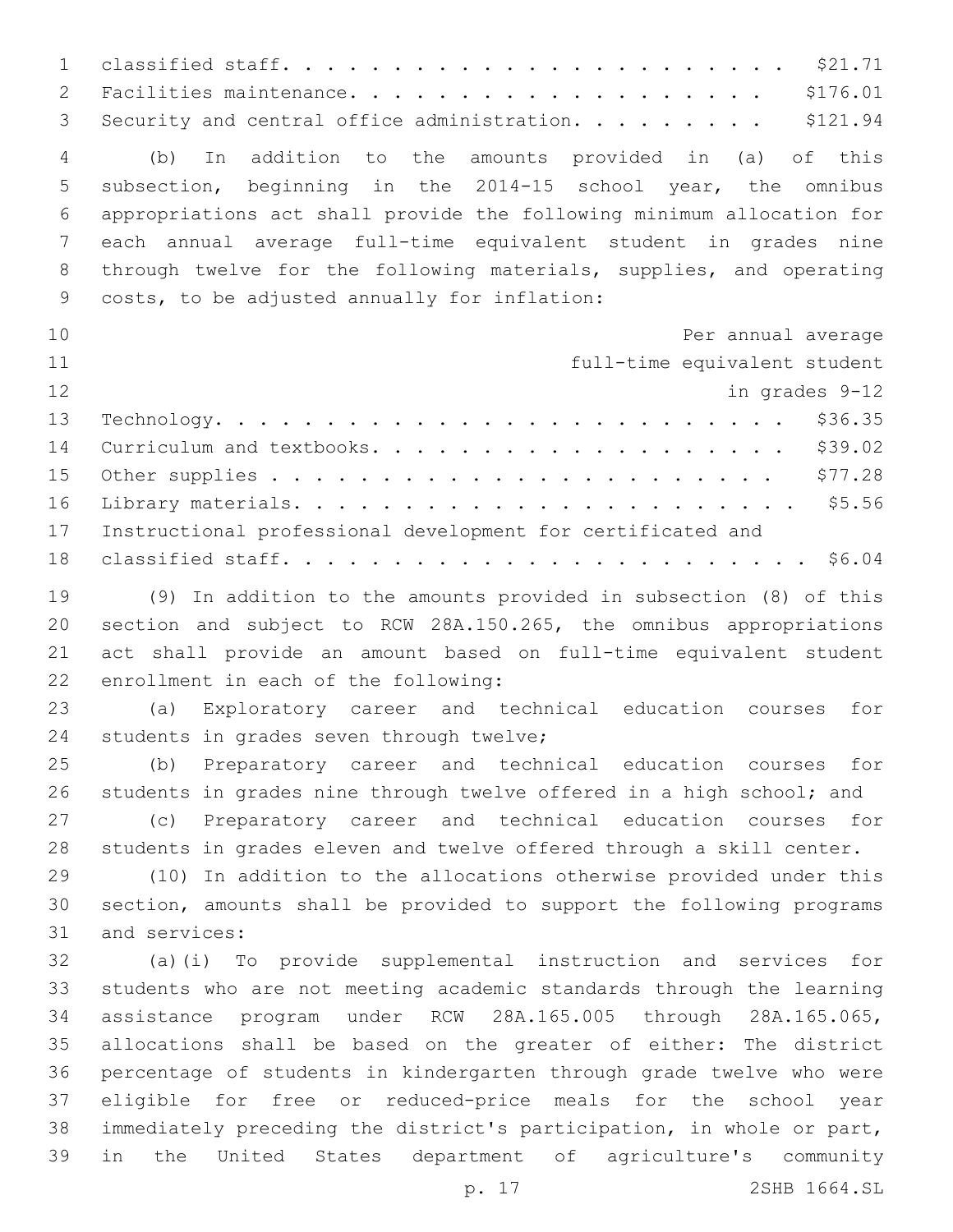| | |
|---|---|
| classified staff. | $21.71 |
| Facilities maintenance. | $176.01 |
| Security and central office administration. | $121.94 |

(b) In addition to the amounts provided in (a) of this subsection, beginning in the 2014-15 school year, the omnibus appropriations act shall provide the following minimum allocation for each annual average full-time equivalent student in grades nine through twelve for the following materials, supplies, and operating costs, to be adjusted annually for inflation:

| | Per annual average full-time equivalent student in grades 9-12 |
|---|---|
| Technology. | $36.35 |
| Curriculum and textbooks. | $39.02 |
| Other supplies | $77.28 |
| Library materials. | $5.56 |
| Instructional professional development for certificated and classified staff. | $6.04 |

(9) In addition to the amounts provided in subsection (8) of this section and subject to RCW 28A.150.265, the omnibus appropriations act shall provide an amount based on full-time equivalent student enrollment in each of the following:

(a) Exploratory career and technical education courses for students in grades seven through twelve;

(b) Preparatory career and technical education courses for students in grades nine through twelve offered in a high school; and

(c) Preparatory career and technical education courses for students in grades eleven and twelve offered through a skill center.

(10) In addition to the allocations otherwise provided under this section, amounts shall be provided to support the following programs and services:

(a)(i) To provide supplemental instruction and services for students who are not meeting academic standards through the learning assistance program under RCW 28A.165.005 through 28A.165.065, allocations shall be based on the greater of either: The district percentage of students in kindergarten through grade twelve who were eligible for free or reduced-price meals for the school year immediately preceding the district's participation, in whole or part, in the United States department of agriculture's community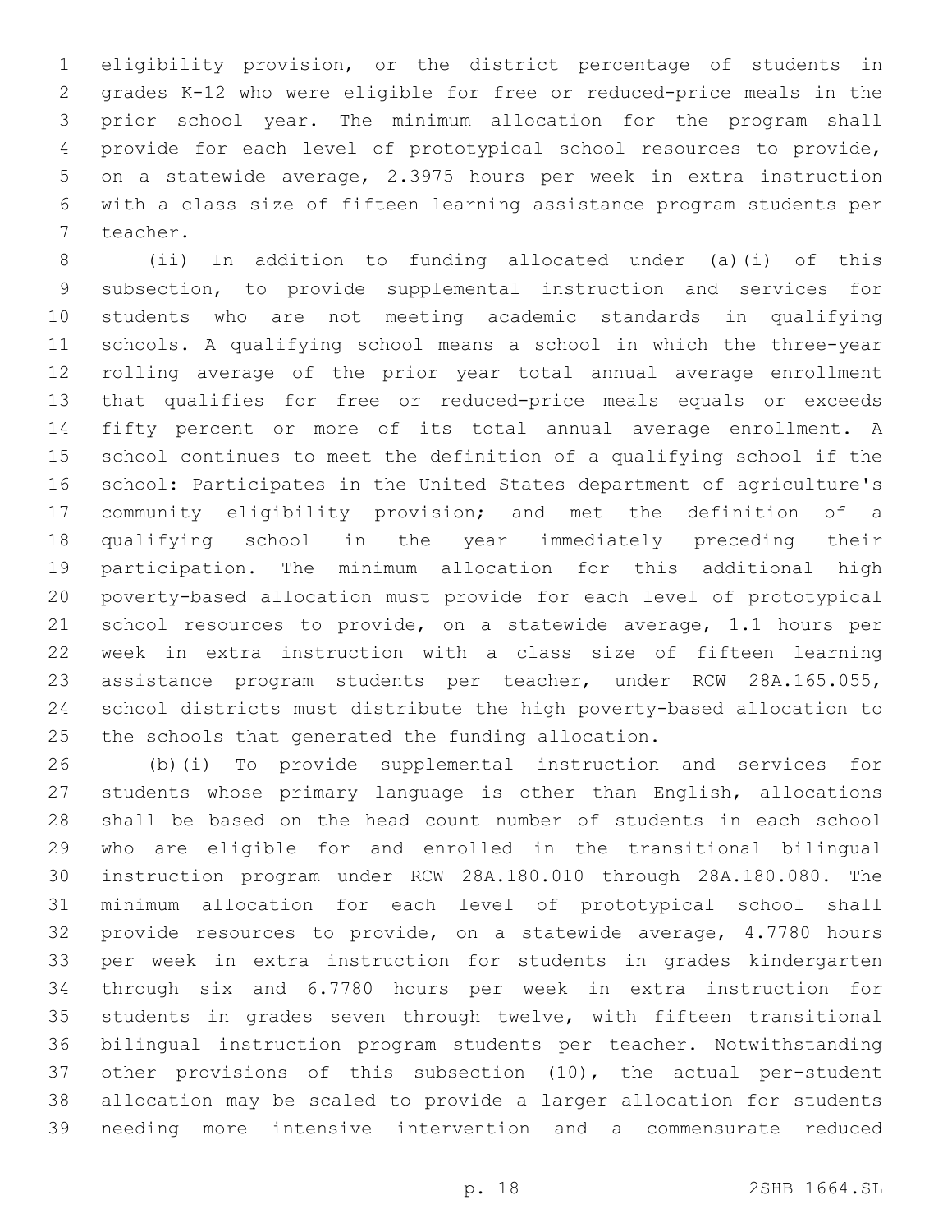eligibility provision, or the district percentage of students in grades K-12 who were eligible for free or reduced-price meals in the prior school year. The minimum allocation for the program shall provide for each level of prototypical school resources to provide, on a statewide average, 2.3975 hours per week in extra instruction with a class size of fifteen learning assistance program students per teacher.

(ii) In addition to funding allocated under (a)(i) of this subsection, to provide supplemental instruction and services for students who are not meeting academic standards in qualifying schools. A qualifying school means a school in which the three-year rolling average of the prior year total annual average enrollment that qualifies for free or reduced-price meals equals or exceeds fifty percent or more of its total annual average enrollment. A school continues to meet the definition of a qualifying school if the school: Participates in the United States department of agriculture's community eligibility provision; and met the definition of a qualifying school in the year immediately preceding their participation. The minimum allocation for this additional high poverty-based allocation must provide for each level of prototypical school resources to provide, on a statewide average, 1.1 hours per week in extra instruction with a class size of fifteen learning assistance program students per teacher, under RCW 28A.165.055, school districts must distribute the high poverty-based allocation to the schools that generated the funding allocation.

(b)(i) To provide supplemental instruction and services for students whose primary language is other than English, allocations shall be based on the head count number of students in each school who are eligible for and enrolled in the transitional bilingual instruction program under RCW 28A.180.010 through 28A.180.080. The minimum allocation for each level of prototypical school shall provide resources to provide, on a statewide average, 4.7780 hours per week in extra instruction for students in grades kindergarten through six and 6.7780 hours per week in extra instruction for students in grades seven through twelve, with fifteen transitional bilingual instruction program students per teacher. Notwithstanding other provisions of this subsection (10), the actual per-student allocation may be scaled to provide a larger allocation for students needing more intensive intervention and a commensurate reduced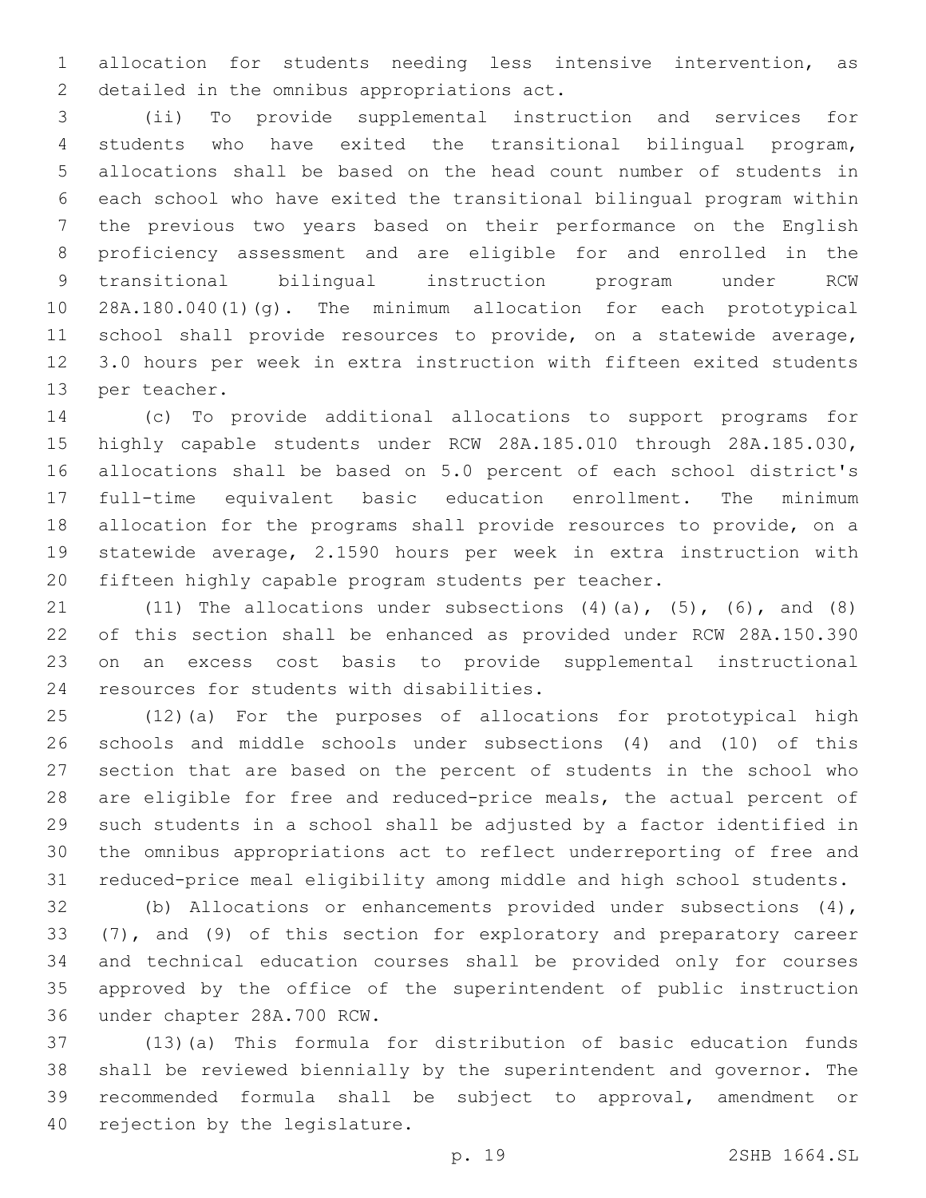allocation for students needing less intensive intervention, as detailed in the omnibus appropriations act.

(ii) To provide supplemental instruction and services for students who have exited the transitional bilingual program, allocations shall be based on the head count number of students in each school who have exited the transitional bilingual program within the previous two years based on their performance on the English proficiency assessment and are eligible for and enrolled in the transitional bilingual instruction program under RCW 28A.180.040(1)(g). The minimum allocation for each prototypical school shall provide resources to provide, on a statewide average, 3.0 hours per week in extra instruction with fifteen exited students per teacher.

(c) To provide additional allocations to support programs for highly capable students under RCW 28A.185.010 through 28A.185.030, allocations shall be based on 5.0 percent of each school district's full-time equivalent basic education enrollment. The minimum allocation for the programs shall provide resources to provide, on a statewide average, 2.1590 hours per week in extra instruction with fifteen highly capable program students per teacher.

(11) The allocations under subsections (4)(a), (5), (6), and (8) of this section shall be enhanced as provided under RCW 28A.150.390 on an excess cost basis to provide supplemental instructional resources for students with disabilities.

(12)(a) For the purposes of allocations for prototypical high schools and middle schools under subsections (4) and (10) of this section that are based on the percent of students in the school who are eligible for free and reduced-price meals, the actual percent of such students in a school shall be adjusted by a factor identified in the omnibus appropriations act to reflect underreporting of free and reduced-price meal eligibility among middle and high school students.

(b) Allocations or enhancements provided under subsections (4), (7), and (9) of this section for exploratory and preparatory career and technical education courses shall be provided only for courses approved by the office of the superintendent of public instruction under chapter 28A.700 RCW.

(13)(a) This formula for distribution of basic education funds shall be reviewed biennially by the superintendent and governor. The recommended formula shall be subject to approval, amendment or rejection by the legislature.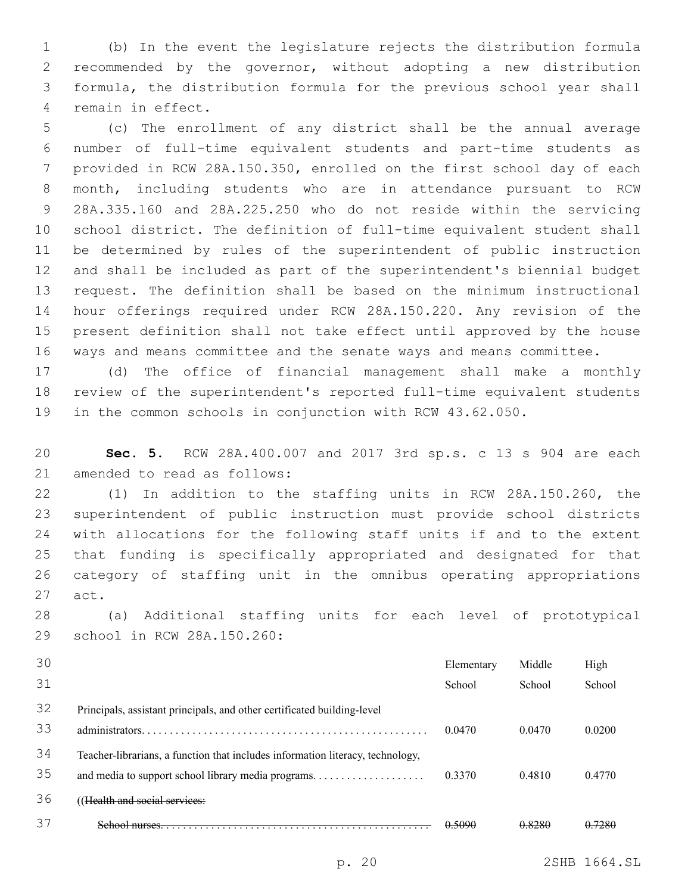(b) In the event the legislature rejects the distribution formula recommended by the governor, without adopting a new distribution formula, the distribution formula for the previous school year shall remain in effect.

(c) The enrollment of any district shall be the annual average number of full-time equivalent students and part-time students as provided in RCW 28A.150.350, enrolled on the first school day of each month, including students who are in attendance pursuant to RCW 28A.335.160 and 28A.225.250 who do not reside within the servicing school district. The definition of full-time equivalent student shall be determined by rules of the superintendent of public instruction and shall be included as part of the superintendent's biennial budget request. The definition shall be based on the minimum instructional hour offerings required under RCW 28A.150.220. Any revision of the present definition shall not take effect until approved by the house ways and means committee and the senate ways and means committee.

(d) The office of financial management shall make a monthly review of the superintendent's reported full-time equivalent students in the common schools in conjunction with RCW 43.62.050.

**Sec. 5.** RCW 28A.400.007 and 2017 3rd sp.s. c 13 s 904 are each amended to read as follows:

(1) In addition to the staffing units in RCW 28A.150.260, the superintendent of public instruction must provide school districts with allocations for the following staff units if and to the extent that funding is specifically appropriated and designated for that category of staffing unit in the omnibus operating appropriations act.

(a) Additional staffing units for each level of prototypical school in RCW 28A.150.260:

| | Elementary School | Middle School | High School |
|---|---|---|---|
| Principals, assistant principals, and other certificated building-level administrators. | 0.0470 | 0.0470 | 0.0200 |
| Teacher-librarians, a function that includes information literacy, technology, and media to support school library media programs. | 0.3370 | 0.4810 | 0.4770 |
| ((~~Health and social services:~~ | | | |
| ~~School nurses.~~ | ~~0.5090~~ | ~~0.8280~~ | ~~0.7280~~ |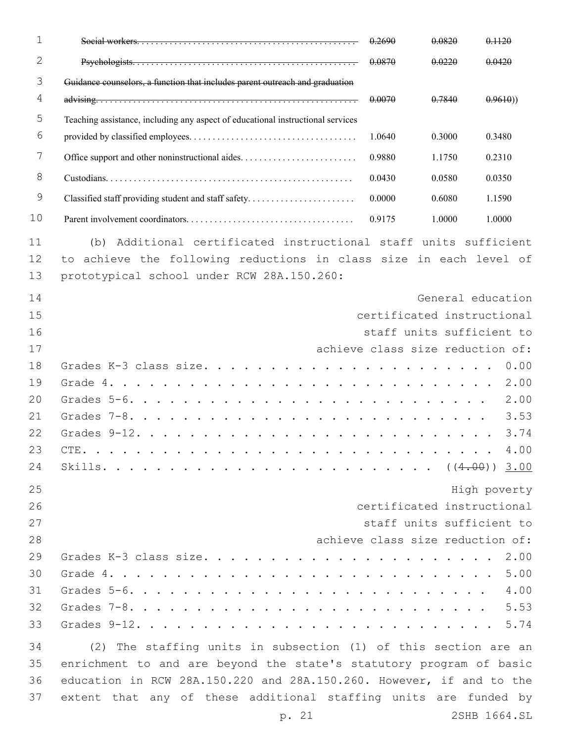| | | | |
|---|---|---|---|
| ~~Social workers.~~ | ~~0.2690~~ | ~~0.0820~~ | ~~0.1120~~ |
| ~~Psychologists.~~ | ~~0.0870~~ | ~~0.0220~~ | ~~0.0420~~ |
| ~~Guidance counselors, a function that includes parent outreach and graduation advising.~~ | ~~0.0070~~ | ~~0.7840~~ | ~~0.9610~~)) |
| Teaching assistance, including any aspect of educational instructional services provided by classified employees. | 1.0640 | 0.3000 | 0.3480 |
| Office support and other noninstructional aides. | 0.9880 | 1.1750 | 0.2310 |
| Custodians. | 0.0430 | 0.0580 | 0.0350 |
| Classified staff providing student and staff safety. | 0.0000 | 0.6080 | 1.1590 |
| Parent involvement coordinators. | 0.9175 | 1.0000 | 1.0000 |

(b) Additional certificated instructional staff units sufficient to achieve the following reductions in class size in each level of prototypical school under RCW 28A.150.260:

| | General education certificated instructional staff units sufficient to achieve class size reduction of: |
|---|---|
| Grades K-3 class size. | 0.00 |
| Grade 4. | 2.00 |
| Grades 5-6. | 2.00 |
| Grades 7-8. | 3.53 |
| Grades 9-12. | 3.74 |
| CTE. | 4.00 |
| Skills. | ((~~4.00~~)) <u>3.00</u> |

| | High poverty certificated instructional staff units sufficient to achieve class size reduction of: |
|---|---|
| Grades K-3 class size. | 2.00 |
| Grade 4. | 5.00 |
| Grades 5-6. | 4.00 |
| Grades 7-8. | 5.53 |
| Grades 9-12. | 5.74 |

(2) The staffing units in subsection (1) of this section are an enrichment to and are beyond the state's statutory program of basic education in RCW 28A.150.220 and 28A.150.260. However, if and to the extent that any of these additional staffing units are funded by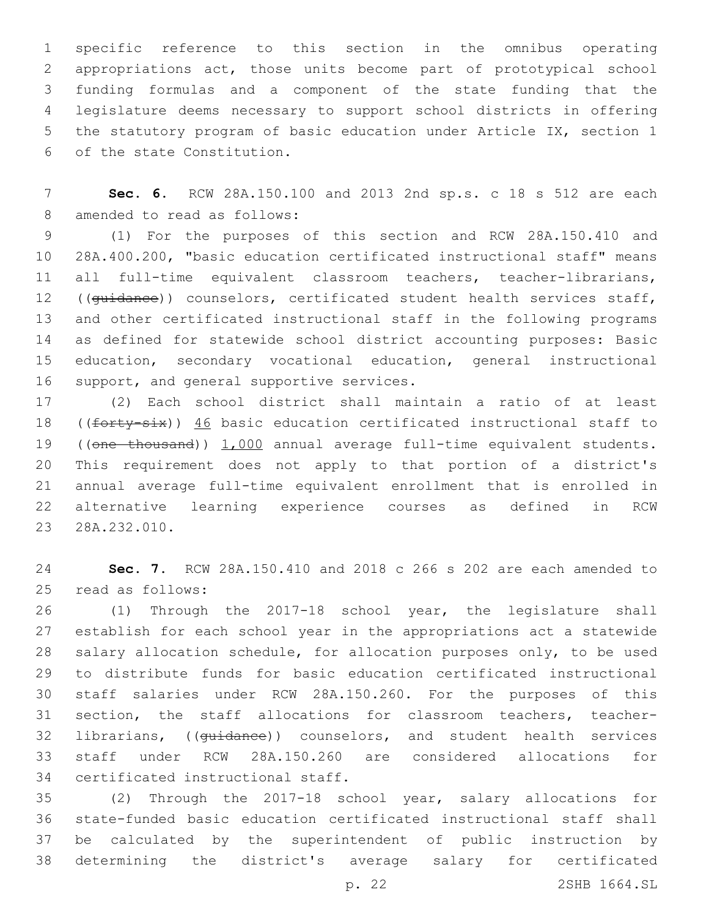specific reference to this section in the omnibus operating appropriations act, those units become part of prototypical school funding formulas and a component of the state funding that the legislature deems necessary to support school districts in offering the statutory program of basic education under Article IX, section 1 of the state Constitution.

**Sec. 6.** RCW 28A.150.100 and 2013 2nd sp.s. c 18 s 512 are each amended to read as follows:

(1) For the purposes of this section and RCW 28A.150.410 and 28A.400.200, "basic education certificated instructional staff" means all full-time equivalent classroom teachers, teacher-librarians, ((~~guidance~~)) counselors, certificated student health services staff, and other certificated instructional staff in the following programs as defined for statewide school district accounting purposes: Basic education, secondary vocational education, general instructional support, and general supportive services.

(2) Each school district shall maintain a ratio of at least ((~~forty-six~~)) <u>46</u> basic education certificated instructional staff to ((~~one thousand~~)) <u>1,000</u> annual average full-time equivalent students. This requirement does not apply to that portion of a district's annual average full-time equivalent enrollment that is enrolled in alternative learning experience courses as defined in RCW 28A.232.010.

**Sec. 7.** RCW 28A.150.410 and 2018 c 266 s 202 are each amended to read as follows:

(1) Through the 2017-18 school year, the legislature shall establish for each school year in the appropriations act a statewide salary allocation schedule, for allocation purposes only, to be used to distribute funds for basic education certificated instructional staff salaries under RCW 28A.150.260. For the purposes of this section, the staff allocations for classroom teachers, teacher-librarians, ((~~guidance~~)) counselors, and student health services staff under RCW 28A.150.260 are considered allocations for certificated instructional staff.

(2) Through the 2017-18 school year, salary allocations for state-funded basic education certificated instructional staff shall be calculated by the superintendent of public instruction by determining the district's average salary for certificated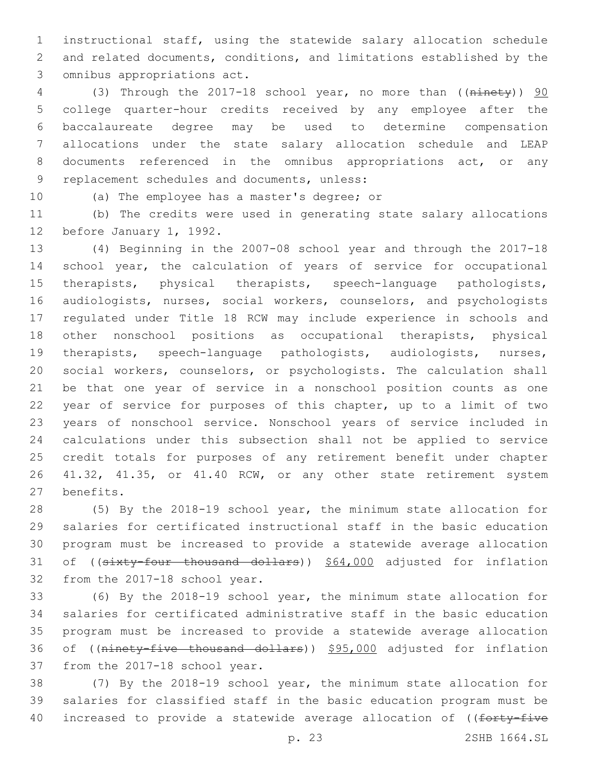instructional staff, using the statewide salary allocation schedule and related documents, conditions, and limitations established by the omnibus appropriations act.

(3) Through the 2017-18 school year, no more than ((~~ninety~~)) 90 college quarter-hour credits received by any employee after the baccalaureate degree may be used to determine compensation allocations under the state salary allocation schedule and LEAP documents referenced in the omnibus appropriations act, or any replacement schedules and documents, unless:

(a) The employee has a master's degree; or

(b) The credits were used in generating state salary allocations before January 1, 1992.

(4) Beginning in the 2007-08 school year and through the 2017-18 school year, the calculation of years of service for occupational therapists, physical therapists, speech-language pathologists, audiologists, nurses, social workers, counselors, and psychologists regulated under Title 18 RCW may include experience in schools and other nonschool positions as occupational therapists, physical therapists, speech-language pathologists, audiologists, nurses, social workers, counselors, or psychologists. The calculation shall be that one year of service in a nonschool position counts as one year of service for purposes of this chapter, up to a limit of two years of nonschool service. Nonschool years of service included in calculations under this subsection shall not be applied to service credit totals for purposes of any retirement benefit under chapter 41.32, 41.35, or 41.40 RCW, or any other state retirement system benefits.

(5) By the 2018-19 school year, the minimum state allocation for salaries for certificated instructional staff in the basic education program must be increased to provide a statewide average allocation of ((~~sixty-four thousand dollars~~)) $64,000 adjusted for inflation from the 2017-18 school year.

(6) By the 2018-19 school year, the minimum state allocation for salaries for certificated administrative staff in the basic education program must be increased to provide a statewide average allocation of ((~~ninety-five thousand dollars~~)) $95,000 adjusted for inflation from the 2017-18 school year.

(7) By the 2018-19 school year, the minimum state allocation for salaries for classified staff in the basic education program must be increased to provide a statewide average allocation of ((~~forty-five~~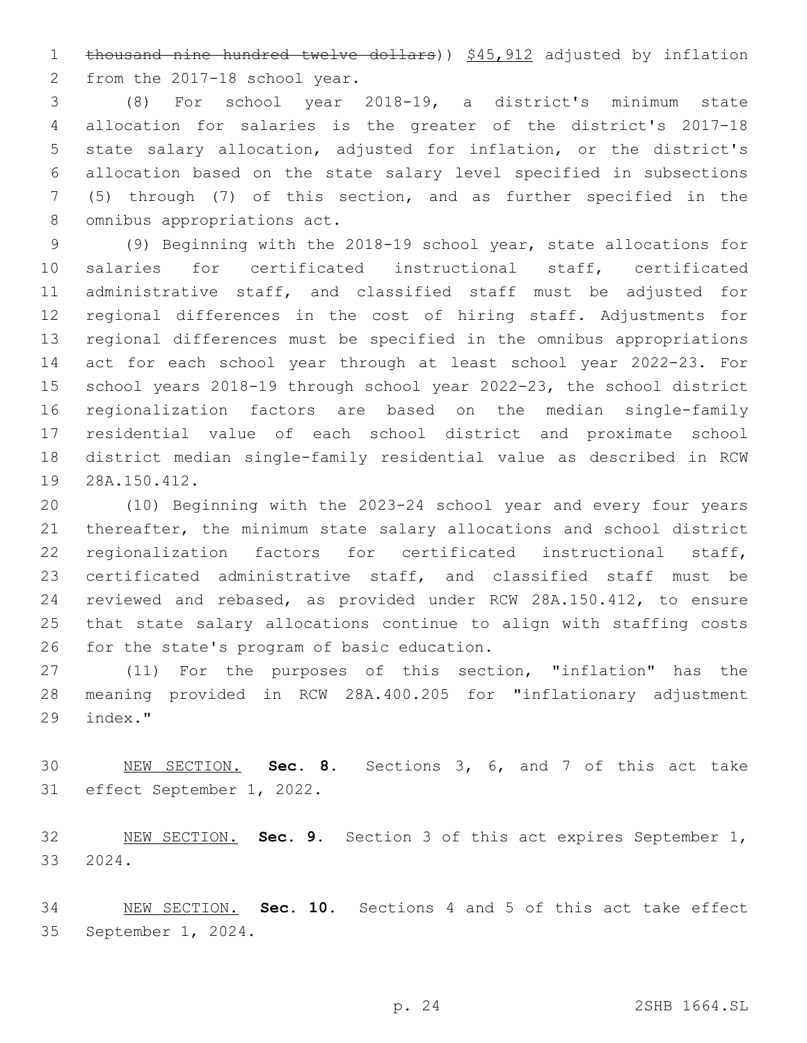~~thousand nine hundred twelve dollars~~)) $45,912 adjusted by inflation from the 2017-18 school year.

(8) For school year 2018-19, a district's minimum state allocation for salaries is the greater of the district's 2017-18 state salary allocation, adjusted for inflation, or the district's allocation based on the state salary level specified in subsections (5) through (7) of this section, and as further specified in the omnibus appropriations act.

(9) Beginning with the 2018-19 school year, state allocations for salaries for certificated instructional staff, certificated administrative staff, and classified staff must be adjusted for regional differences in the cost of hiring staff. Adjustments for regional differences must be specified in the omnibus appropriations act for each school year through at least school year 2022-23. For school years 2018-19 through school year 2022-23, the school district regionalization factors are based on the median single-family residential value of each school district and proximate school district median single-family residential value as described in RCW 28A.150.412.

(10) Beginning with the 2023-24 school year and every four years thereafter, the minimum state salary allocations and school district regionalization factors for certificated instructional staff, certificated administrative staff, and classified staff must be reviewed and rebased, as provided under RCW 28A.150.412, to ensure that state salary allocations continue to align with staffing costs for the state's program of basic education.

(11) For the purposes of this section, "inflation" has the meaning provided in RCW 28A.400.205 for "inflationary adjustment index."

NEW SECTION. **Sec. 8.** Sections 3, 6, and 7 of this act take effect September 1, 2022.

NEW SECTION. **Sec. 9.** Section 3 of this act expires September 1, 2024.

NEW SECTION. **Sec. 10.** Sections 4 and 5 of this act take effect September 1, 2024.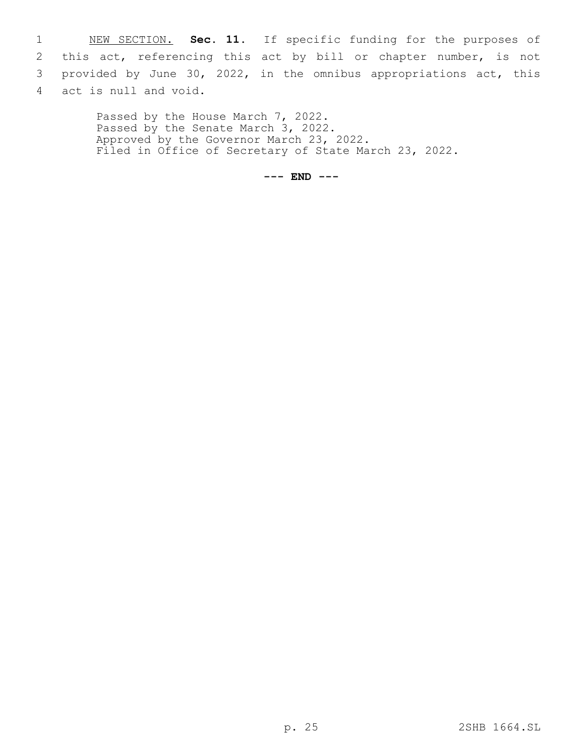NEW SECTION. **Sec. 11.** If specific funding for the purposes of this act, referencing this act by bill or chapter number, is not provided by June 30, 2022, in the omnibus appropriations act, this act is null and void.

Passed by the House March 7, 2022.
Passed by the Senate March 3, 2022.
Approved by the Governor March 23, 2022.
Filed in Office of Secretary of State March 23, 2022.

**--- END ---**